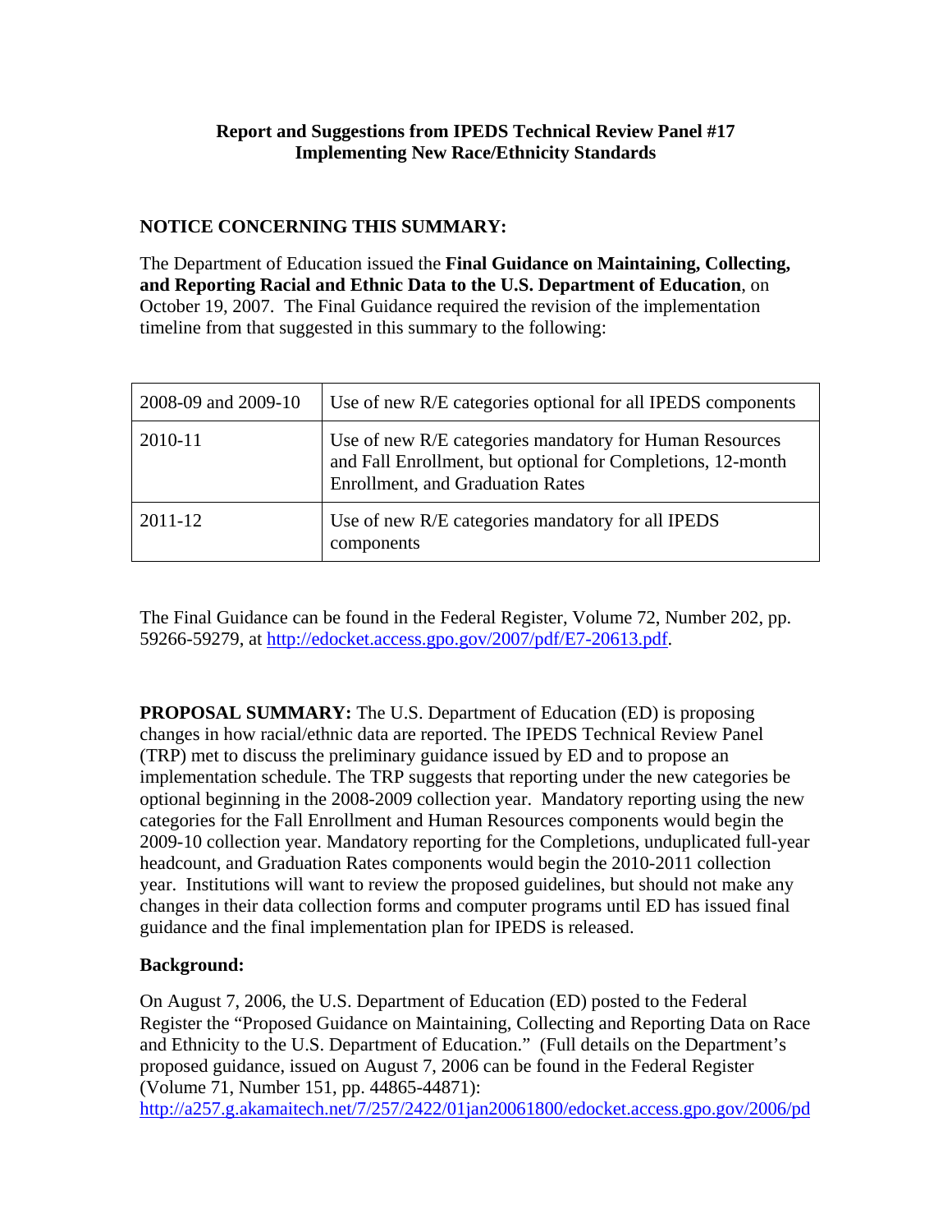**Report and Suggestions from IPEDS Technical Review Panel #17**
**Implementing New Race/Ethnicity Standards**

**NOTICE CONCERNING THIS SUMMARY:**

The Department of Education issued the **Final Guidance on Maintaining, Collecting, and Reporting Racial and Ethnic Data to the U.S. Department of Education**, on October 19, 2007. The Final Guidance required the revision of the implementation timeline from that suggested in this summary to the following:

| 2008-09 and 2009-10 | Use of new R/E categories optional for all IPEDS components |
|---|---|
| 2010-11 | Use of new R/E categories mandatory for Human Resources and Fall Enrollment, but optional for Completions, 12-month Enrollment, and Graduation Rates |
| 2011-12 | Use of new R/E categories mandatory for all IPEDS components |

The Final Guidance can be found in the Federal Register, Volume 72, Number 202, pp. 59266-59279, at http://edocket.access.gpo.gov/2007/pdf/E7-20613.pdf.

**PROPOSAL SUMMARY:** The U.S. Department of Education (ED) is proposing changes in how racial/ethnic data are reported. The IPEDS Technical Review Panel (TRP) met to discuss the preliminary guidance issued by ED and to propose an implementation schedule. The TRP suggests that reporting under the new categories be optional beginning in the 2008-2009 collection year. Mandatory reporting using the new categories for the Fall Enrollment and Human Resources components would begin the 2009-10 collection year. Mandatory reporting for the Completions, unduplicated full-year headcount, and Graduation Rates components would begin the 2010-2011 collection year. Institutions will want to review the proposed guidelines, but should not make any changes in their data collection forms and computer programs until ED has issued final guidance and the final implementation plan for IPEDS is released.

**Background:**

On August 7, 2006, the U.S. Department of Education (ED) posted to the Federal Register the "Proposed Guidance on Maintaining, Collecting and Reporting Data on Race and Ethnicity to the U.S. Department of Education." (Full details on the Department's proposed guidance, issued on August 7, 2006 can be found in the Federal Register (Volume 71, Number 151, pp. 44865-44871):
http://a257.g.akamaitech.net/7/257/2422/01jan20061800/edocket.access.gpo.gov/2006/pd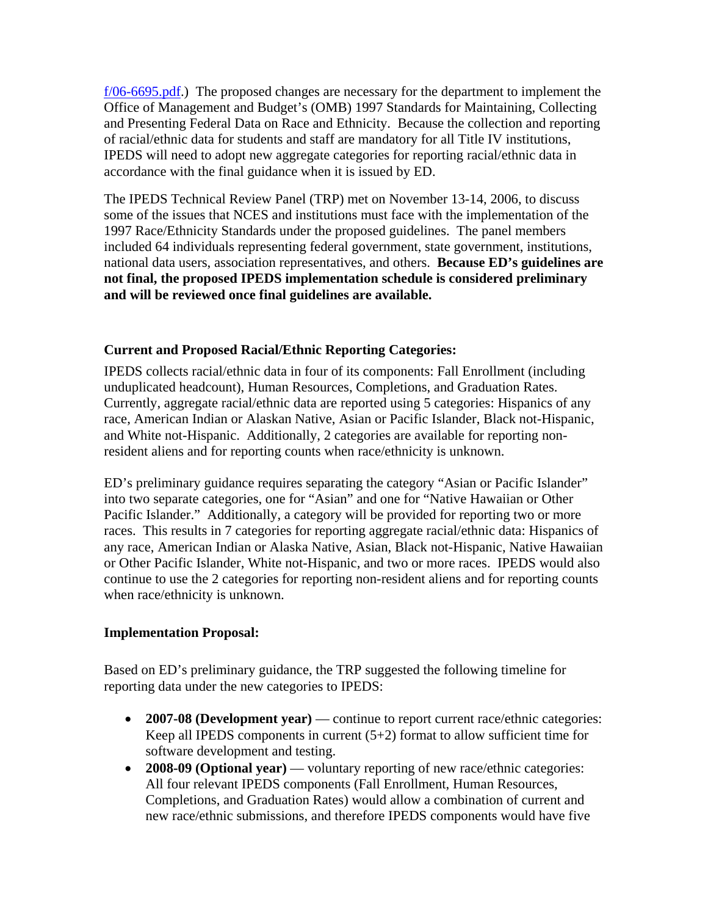f/06-6695.pdf.) The proposed changes are necessary for the department to implement the Office of Management and Budget's (OMB) 1997 Standards for Maintaining, Collecting and Presenting Federal Data on Race and Ethnicity. Because the collection and reporting of racial/ethnic data for students and staff are mandatory for all Title IV institutions, IPEDS will need to adopt new aggregate categories for reporting racial/ethnic data in accordance with the final guidance when it is issued by ED.

The IPEDS Technical Review Panel (TRP) met on November 13-14, 2006, to discuss some of the issues that NCES and institutions must face with the implementation of the 1997 Race/Ethnicity Standards under the proposed guidelines. The panel members included 64 individuals representing federal government, state government, institutions, national data users, association representatives, and others. **Because ED's guidelines are not final, the proposed IPEDS implementation schedule is considered preliminary and will be reviewed once final guidelines are available.**

**Current and Proposed Racial/Ethnic Reporting Categories:**

IPEDS collects racial/ethnic data in four of its components: Fall Enrollment (including unduplicated headcount), Human Resources, Completions, and Graduation Rates. Currently, aggregate racial/ethnic data are reported using 5 categories: Hispanics of any race, American Indian or Alaskan Native, Asian or Pacific Islander, Black not-Hispanic, and White not-Hispanic. Additionally, 2 categories are available for reporting non-resident aliens and for reporting counts when race/ethnicity is unknown.

ED's preliminary guidance requires separating the category "Asian or Pacific Islander" into two separate categories, one for "Asian" and one for "Native Hawaiian or Other Pacific Islander." Additionally, a category will be provided for reporting two or more races. This results in 7 categories for reporting aggregate racial/ethnic data: Hispanics of any race, American Indian or Alaska Native, Asian, Black not-Hispanic, Native Hawaiian or Other Pacific Islander, White not-Hispanic, and two or more races. IPEDS would also continue to use the 2 categories for reporting non-resident aliens and for reporting counts when race/ethnicity is unknown.

**Implementation Proposal:**

Based on ED's preliminary guidance, the TRP suggested the following timeline for reporting data under the new categories to IPEDS:

- **2007-08 (Development year)** — continue to report current race/ethnic categories: Keep all IPEDS components in current (5+2) format to allow sufficient time for software development and testing.
- **2008-09 (Optional year)** — voluntary reporting of new race/ethnic categories: All four relevant IPEDS components (Fall Enrollment, Human Resources, Completions, and Graduation Rates) would allow a combination of current and new race/ethnic submissions, and therefore IPEDS components would have five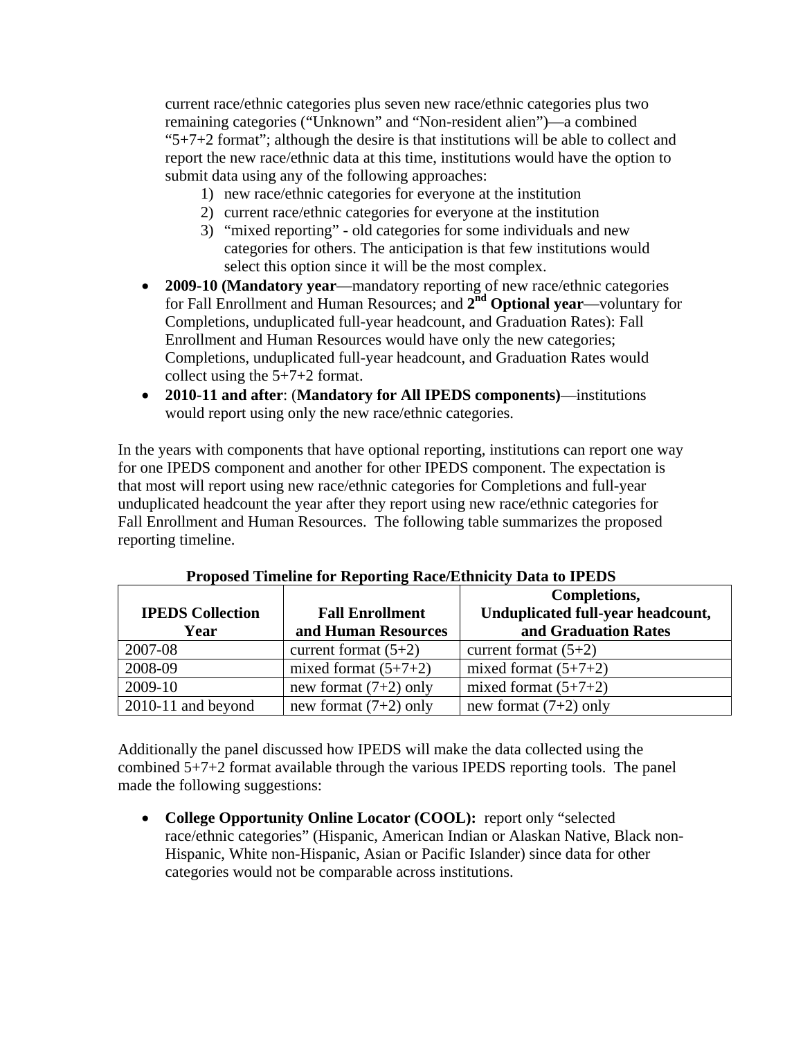current race/ethnic categories plus seven new race/ethnic categories plus two remaining categories ("Unknown" and "Non-resident alien")—a combined "5+7+2 format"; although the desire is that institutions will be able to collect and report the new race/ethnic data at this time, institutions would have the option to submit data using any of the following approaches:
   1) new race/ethnic categories for everyone at the institution
   2) current race/ethnic categories for everyone at the institution
   3) "mixed reporting" - old categories for some individuals and new categories for others. The anticipation is that few institutions would select this option since it will be the most complex.

- **2009-10 (Mandatory year**—mandatory reporting of new race/ethnic categories for Fall Enrollment and Human Resources; and **2nd Optional year**—voluntary for Completions, unduplicated full-year headcount, and Graduation Rates): Fall Enrollment and Human Resources would have only the new categories; Completions, unduplicated full-year headcount, and Graduation Rates would collect using the 5+7+2 format.
- **2010-11 and after**: (**Mandatory for All IPEDS components)**—institutions would report using only the new race/ethnic categories.

In the years with components that have optional reporting, institutions can report one way for one IPEDS component and another for other IPEDS component. The expectation is that most will report using new race/ethnic categories for Completions and full-year unduplicated headcount the year after they report using new race/ethnic categories for Fall Enrollment and Human Resources. The following table summarizes the proposed reporting timeline.

**Proposed Timeline for Reporting Race/Ethnicity Data to IPEDS**

| IPEDS Collection Year | Fall Enrollment and Human Resources | Completions, Unduplicated full-year headcount, and Graduation Rates |
|---|---|---|
| 2007-08 | current format (5+2) | current format (5+2) |
| 2008-09 | mixed format (5+7+2) | mixed format (5+7+2) |
| 2009-10 | new format (7+2) only | mixed format (5+7+2) |
| 2010-11 and beyond | new format (7+2) only | new format (7+2) only |

Additionally the panel discussed how IPEDS will make the data collected using the combined 5+7+2 format available through the various IPEDS reporting tools. The panel made the following suggestions:

- **College Opportunity Online Locator (COOL):** report only "selected race/ethnic categories" (Hispanic, American Indian or Alaskan Native, Black non-Hispanic, White non-Hispanic, Asian or Pacific Islander) since data for other categories would not be comparable across institutions.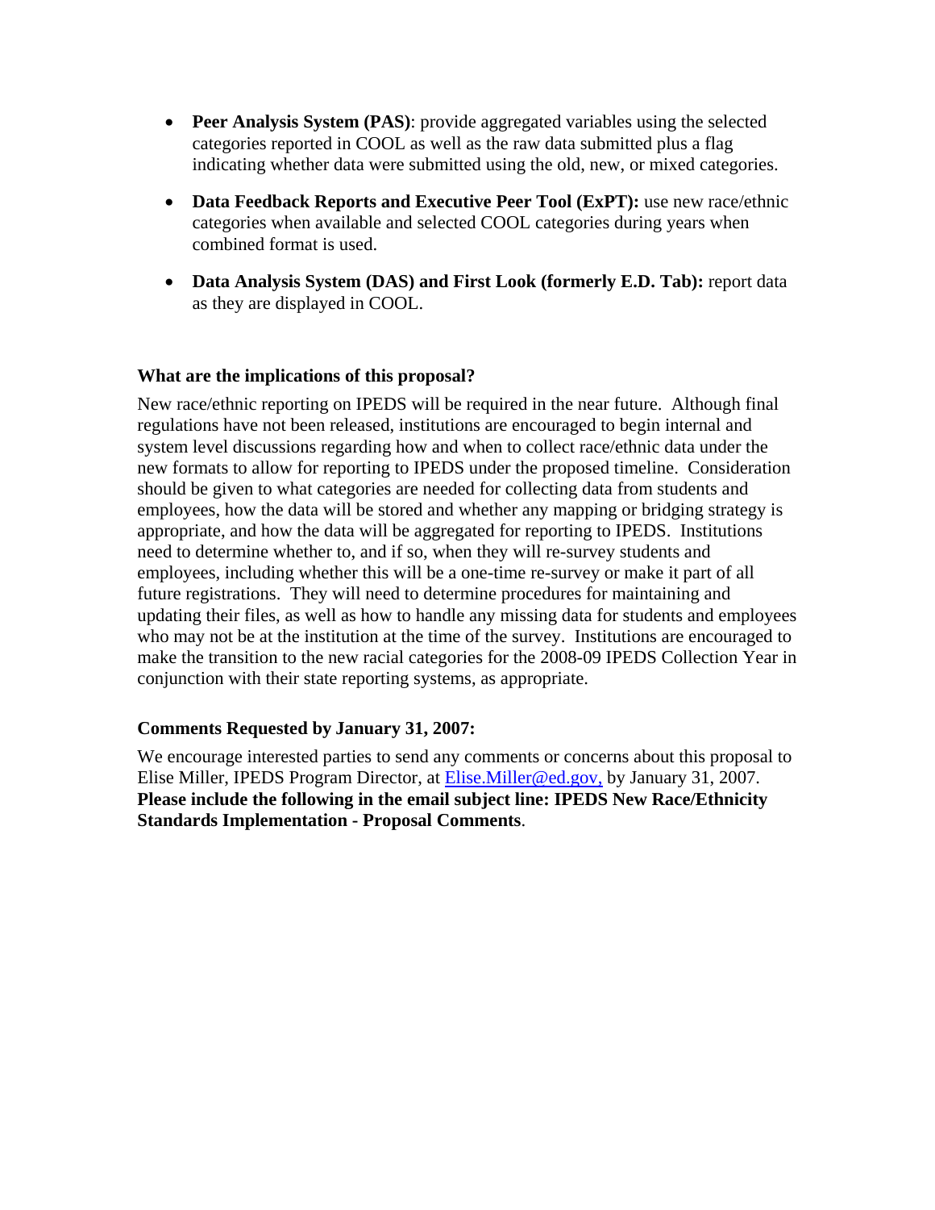- **Peer Analysis System (PAS)**: provide aggregated variables using the selected categories reported in COOL as well as the raw data submitted plus a flag indicating whether data were submitted using the old, new, or mixed categories.

- **Data Feedback Reports and Executive Peer Tool (ExPT):** use new race/ethnic categories when available and selected COOL categories during years when combined format is used.

- **Data Analysis System (DAS) and First Look (formerly E.D. Tab):** report data as they are displayed in COOL.

**What are the implications of this proposal?**

New race/ethnic reporting on IPEDS will be required in the near future. Although final regulations have not been released, institutions are encouraged to begin internal and system level discussions regarding how and when to collect race/ethnic data under the new formats to allow for reporting to IPEDS under the proposed timeline. Consideration should be given to what categories are needed for collecting data from students and employees, how the data will be stored and whether any mapping or bridging strategy is appropriate, and how the data will be aggregated for reporting to IPEDS. Institutions need to determine whether to, and if so, when they will re-survey students and employees, including whether this will be a one-time re-survey or make it part of all future registrations. They will need to determine procedures for maintaining and updating their files, as well as how to handle any missing data for students and employees who may not be at the institution at the time of the survey. Institutions are encouraged to make the transition to the new racial categories for the 2008-09 IPEDS Collection Year in conjunction with their state reporting systems, as appropriate.

**Comments Requested by January 31, 2007:**

We encourage interested parties to send any comments or concerns about this proposal to Elise Miller, IPEDS Program Director, at Elise.Miller@ed.gov, by January 31, 2007. **Please include the following in the email subject line: IPEDS New Race/Ethnicity Standards Implementation - Proposal Comments**.